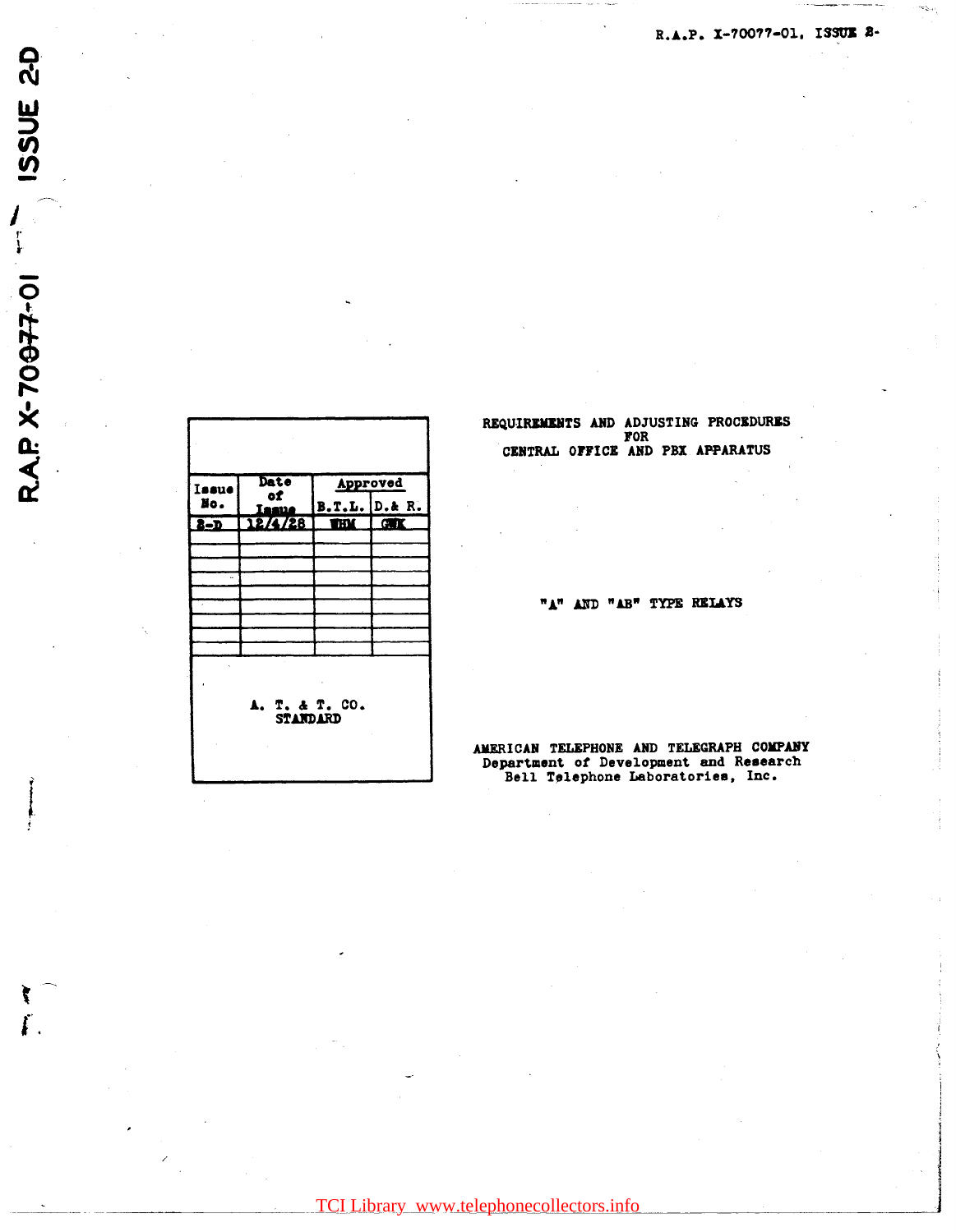R.A.P. X-70077-01, ISSUE 2-

R.A.P. X-70077-01 ISSUE 2-D

| Issue No. | Date of Issue | Approved | |
|---|---|---|---|
| | | B.T.L. | D.& R. |
| 2-D | 12/4/28 | WHM | GWK |
| | | | |
| | | | |
| | | | |
| | | | |
| | | | |
| | | | |
| | | | |
| | | | |

A. T. & T. CO.
STANDARD

# REQUIREMENTS AND ADJUSTING PROCEDURES FOR CENTRAL OFFICE AND PBX APPARATUS

## "A" AND "AB" TYPE RELAYS

AMERICAN TELEPHONE AND TELEGRAPH COMPANY
Department of Development and Research
Bell Telephone Laboratories, Inc.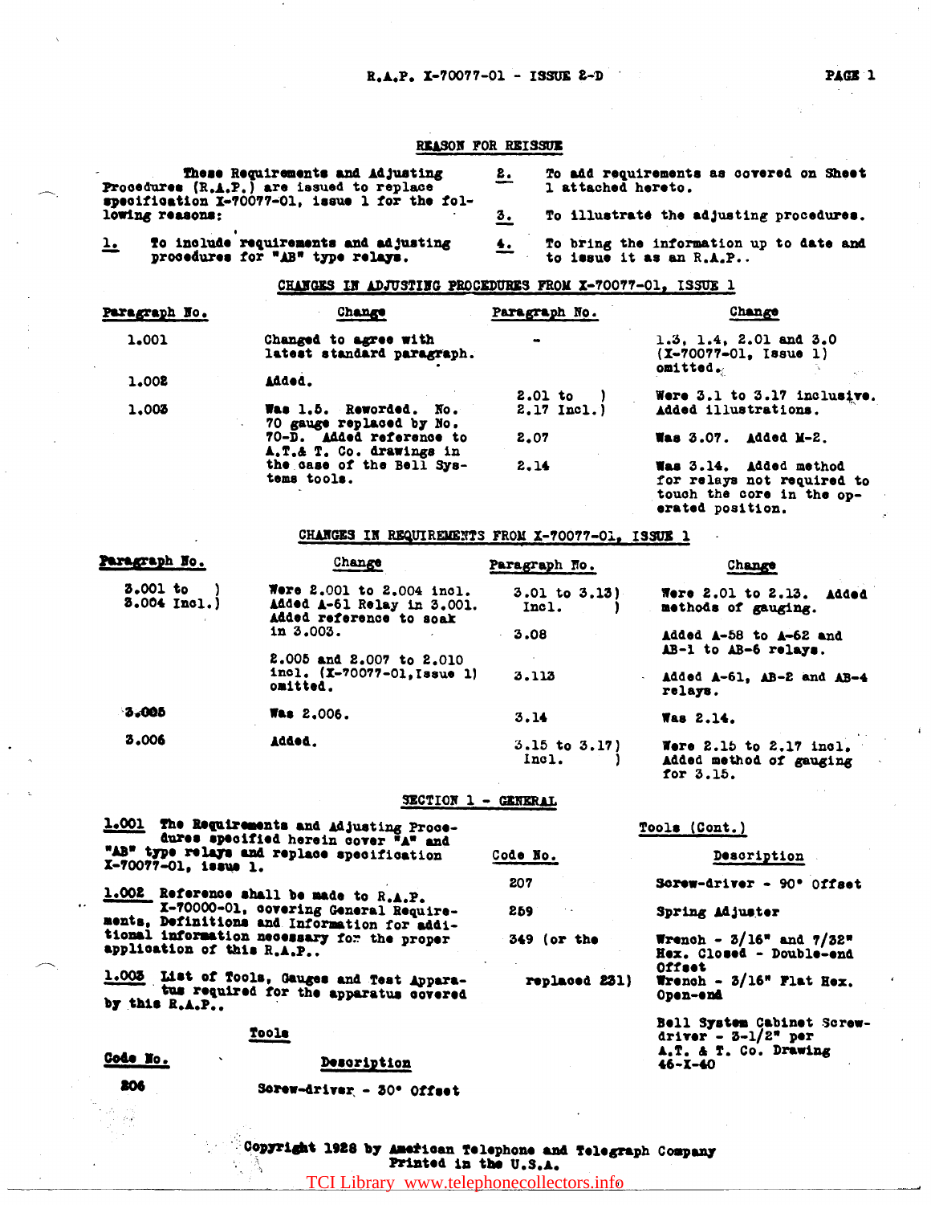## REASON FOR REISSUE

These Requirements and Adjusting Procedures (R.A.P.) are issued to replace specification X-70077-01, issue 1 for the following reasons:

1. To include requirements and adjusting procedures for "AB" type relays.
2. To add requirements as covered on Sheet 1 attached hereto.
3. To illustrate the adjusting procedures.
4. To bring the information up to date and to issue it as an R.A.P..

## CHANGES IN ADJUSTING PROCEDURES FROM X-70077-01, ISSUE 1

| Paragraph No. | Change | Paragraph No. | Change |
|---|---|---|---|
| 1.001 | Changed to agree with latest standard paragraph. | - | 1.3, 1.4, 2.01 and 3.0 (X-70077-01, Issue 1) omitted. |
| 1.002 | Added. | 2.01 to 2.17 Incl. | Were 3.1 to 3.17 inclusive. Added illustrations. |
| 1.003 | Was 1.5. Reworded. No. 70 gauge replaced by No. 70-D. Added reference to A.T.& T. Co. drawings in the case of the Bell Systems tools. | 2.07 | Was 3.07. Added M-2. |
| | | 2.14 | Was 3.14. Added method for relays not required to touch the core in the operated position. |

## CHANGES IN REQUIREMENTS FROM X-70077-01, ISSUE 1

| Paragraph No. | Change | Paragraph No. | Change |
|---|---|---|---|
| 3.001 to 3.004 Incl. | Were 2.001 to 2.004 incl. Added A-61 Relay in 3.001. Added reference to soak in 3.003. | 3.01 to 3.13 Incl. | Were 2.01 to 2.13. Added methods of gauging. |
| | 2.005 and 2.007 to 2.010 incl. (X-70077-01, Issue 1) omitted. | 3.08 | Added A-58 to A-62 and AB-1 to AB-6 relays. |
| | | 3.113 | Added A-61, AB-2 and AB-4 relays. |
| 3.005 | Was 2.006. | 3.14 | Was 2.14. |
| 3.006 | Added. | 3.15 to 3.17 Incl. | Were 2.15 to 2.17 incl. Added method of gauging for 3.15. |

## SECTION 1 - GENERAL

**1.001** The Requirements and Adjusting Procedures specified herein cover "A" and "AB" type relays and replace specification X-70077-01, issue 1.

**1.002** Reference shall be made to R.A.P. X-70000-01, covering General Requirements, Definitions and Information for additional information necessary for the proper application of this R.A.P..

**1.003** List of Tools, Gauges and Test Apparatus required for the apparatus covered by this R.A.P..

### Tools

| Code No. | Description |
|---|---|
| 206 | Screw-driver - 30° Offset |
| 207 | Screw-driver - 90° Offset |
| 259 | Spring Adjuster |
| 349 (or the replaced 231) | Wrench - 3/16" and 7/32" Hex. Closed - Double-end Offset<br>Wrench - 3/16" Flat Hex. Open-end |
| | Bell System Cabinet Screw-driver - 3-1/2" per A.T. & T. Co. Drawing 46-X-40 |

Copyright 1928 by American Telephone and Telegraph Company
Printed in the U.S.A.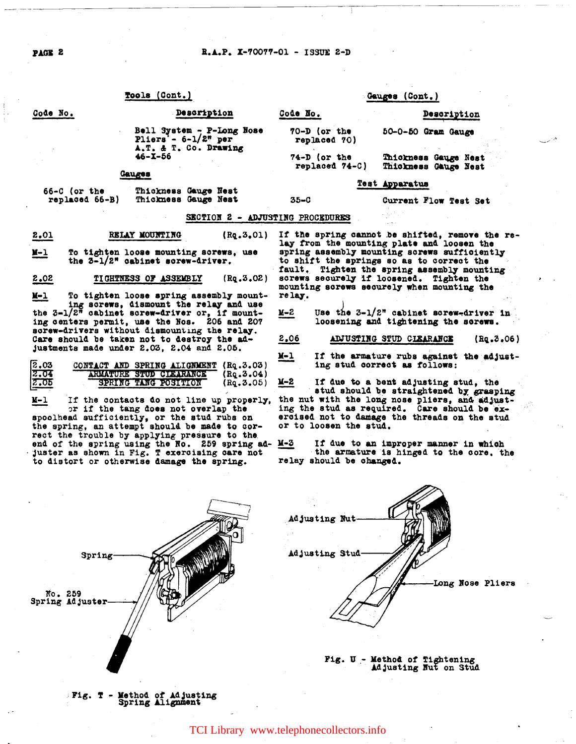**Tools (Cont.)**

| Code No. | Description |
|---|---|
| | Bell System - P-Long Nose Pliers - 6-1/2" per A.T. & T. Co. Drawing 46-X-56 |

**Gauges**

| Code No. | Description |
|---|---|
| 66-C (or the replaced 66-B) | Thickness Gauge Nest Thickness Gauge Nest |

**Gauges (Cont.)**

| Code No. | Description |
|---|---|
| 70-D (or the replaced 70) | 50-0-50 Gram Gauge |
| 74-D (or the replaced 74-C) | Thickness Gauge Nest Thickness Gauge Nest |

**Test Apparatus**

| Code No. | Description |
|---|---|
| 35-C | Current Flow Test Set |

## SECTION 2 - ADJUSTING PROCEDURES

**2.01 RELAY MOUNTING (Rq.3.01)**

M-1 To tighten loose mounting screws, use the 3-1/2" cabinet screw-driver.

**2.02 TIGHTNESS OF ASSEMBLY (Rq.3.02)**

M-1 To tighten loose spring assembly mounting screws, dismount the relay and use the 3-1/2" cabinet screw-driver or, if mounting centers permit, use the Nos. 206 and 207 screw-drivers without dismounting the relay. Care should be taken not to destroy the adjustments made under 2.03, 2.04 and 2.05.

**2.03 CONTACT AND SPRING ALIGNMENT (Rq.3.03)**
**2.04 ARMATURE STUD CLEARANCE (Rq.3.04)**
**2.05 SPRING TANG POSITION (Rq.3.05)**

M-1 If the contacts do not line up properly, or if the tang does not overlap the spoolhead sufficiently, or the stud rubs on the spring, an attempt should be made to correct the trouble by applying pressure to the end of the spring using the No. 259 spring adjuster as shown in Fig. T exercising care not to distort or otherwise damage the spring. If the spring cannot be shifted, remove the relay from the mounting plate and loosen the spring assembly mounting screws sufficiently to shift the springs so as to correct the fault. Tighten the spring assembly mounting screws securely if loosened. Tighten the mounting screws securely when mounting the relay.

M-2 Use the 3-1/2" cabinet screw-driver in loosening and tightening the screws.

**2.06 ADJUSTING STUD CLEARANCE (Rq.3.06)**

M-1 If the armature rubs against the adjusting stud correct as follows:

M-2 If due to a bent adjusting stud, the stud should be straightened by grasping the nut with the long nose pliers, and adjusting the stud as required. Care should be exercised not to damage the threads on the stud or to loosen the stud.

M-3 If due to an improper manner in which the armature is hinged to the core, the relay should be changed.

Spring

No. 259 Spring Adjuster

Fig. T - Method of Adjusting Spring Alignment

Adjusting Nut

Adjusting Stud

Long Nose Pliers

Fig. U - Method of Tightening Adjusting Nut on Stud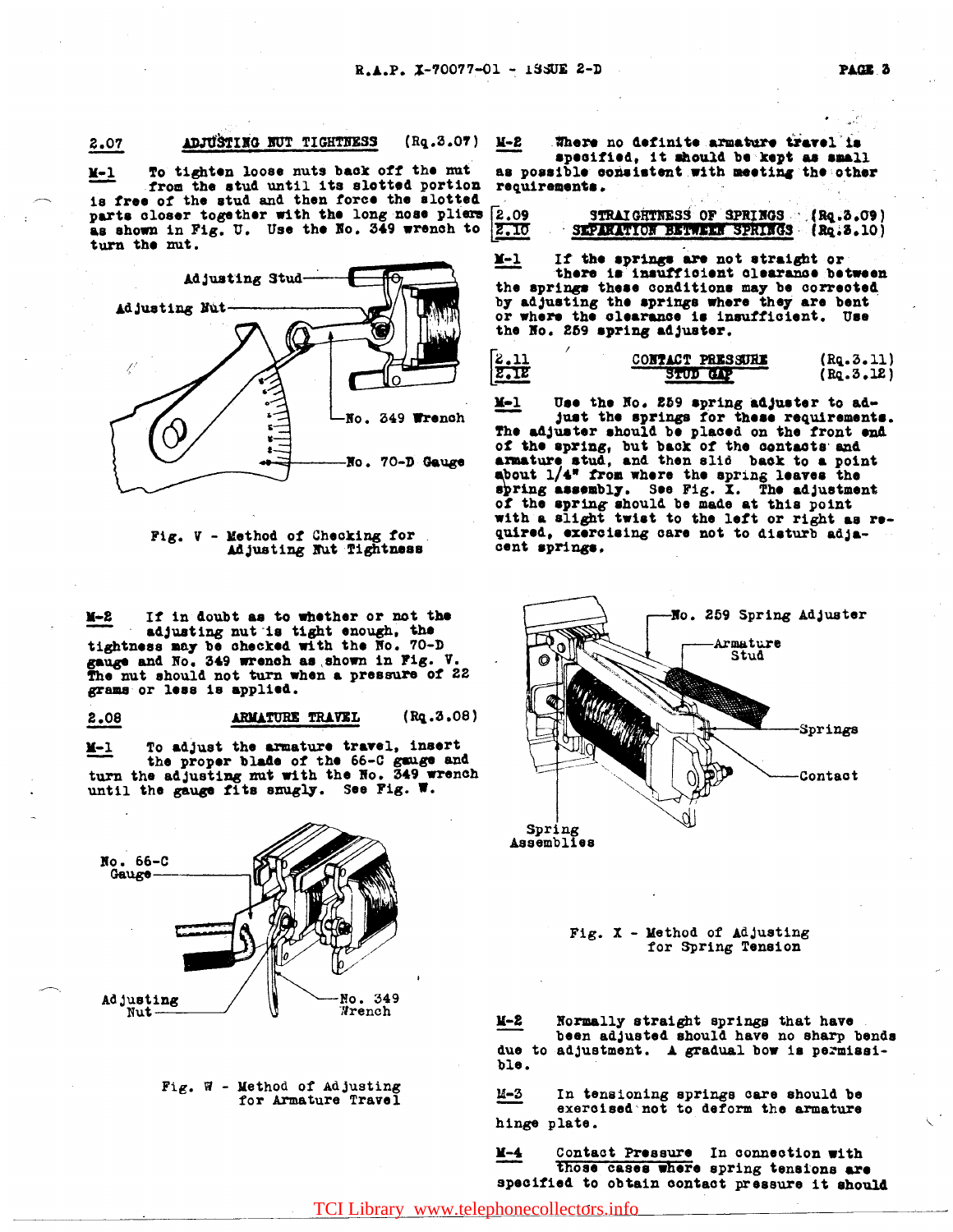### 2.07 ADJUSTING NUT TIGHTNESS (Rq.3.07)

**M-1** To tighten loose nuts back off the nut from the stud until its slotted portion is free of the stud and then force the slotted parts closer together with the long nose pliers as shown in Fig. U. Use the No. 349 wrench to turn the nut.

Adjusting Stud, Adjusting Nut, No. 349 Wrench, No. 70-D Gauge

Fig. V - Method of Checking for Adjusting Nut Tightness

**M-2** If in doubt as to whether or not the adjusting nut is tight enough, the tightness may be checked with the No. 70-D gauge and No. 349 wrench as shown in Fig. V. The nut should not turn when a pressure of 22 grams or less is applied.

### 2.08 ARMATURE TRAVEL (Rq.3.08)

**M-1** To adjust the armature travel, insert the proper blade of the 66-C gauge and turn the adjusting nut with the No. 349 wrench until the gauge fits snugly. See Fig. W.

No. 66-C Gauge, Adjusting Nut, No. 349 Wrench

Fig. W - Method of Adjusting for Armature Travel

**M-2** Where no definite armature travel is specified, it should be kept as small as possible consistent with meeting the other requirements.

### 2.09 STRAIGHTNESS OF SPRINGS (Rq.3.09)
### 2.10 SEPARATION BETWEEN SPRINGS (Rq.3.10)

**M-1** If the springs are not straight or there is insufficient clearance between the springs these conditions may be corrected by adjusting the springs where they are bent or where the clearance is insufficient. Use the No. 259 spring adjuster.

### 2.11 CONTACT PRESSURE (Rq.3.11)
### 2.12 STUD GAP (Rq.3.12)

**M-1** Use the No. 259 spring adjuster to adjust the springs for these requirements. The adjuster should be placed on the front end of the spring, but back of the contacts and armature stud, and then slid back to a point about 1/4" from where the spring leaves the spring assembly. See Fig. X. The adjustment of the spring should be made at this point with a slight twist to the left or right as required, exercising care not to disturb adjacent springs.

No. 259 Spring Adjuster, Armature Stud, Springs, Contact, Spring Assemblies

Fig. X - Method of Adjusting for Spring Tension

**M-2** Normally straight springs that have been adjusted should have no sharp bends due to adjustment. A gradual bow is permissible.

**M-3** In tensioning springs care should be exercised not to deform the armature hinge plate.

**M-4** Contact Pressure In connection with those cases where spring tensions are specified to obtain contact pressure it should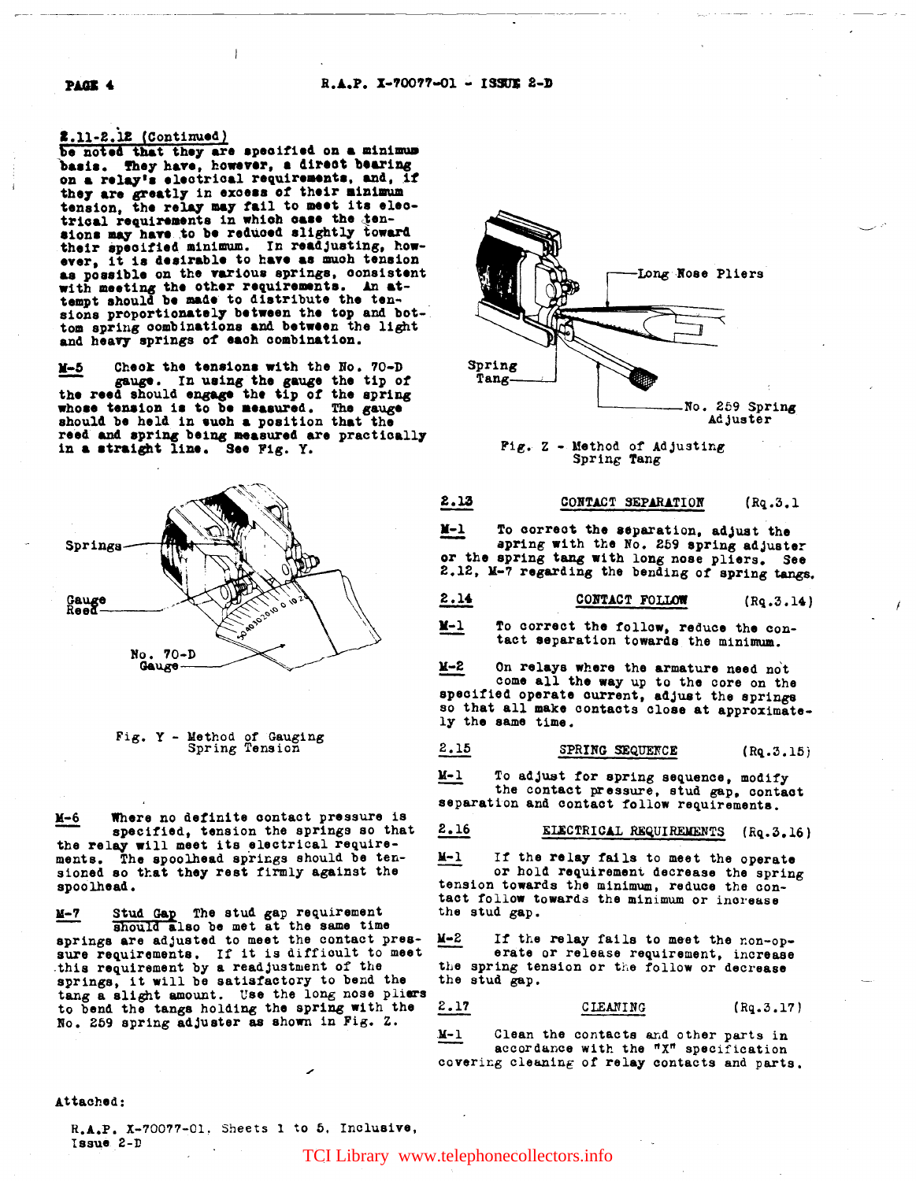2.11-2.12 (Continued)
be noted that they are specified on a minimum basis. They have, however, a direct bearing on a relay's electrical requirements, and, if they are greatly in excess of their minimum tension, the relay may fail to meet its electrical requirements in which case the tensions may have to be reduced slightly toward their specified minimum. In readjusting, however, it is desirable to have as much tension as possible on the various springs, consistent with meeting the other requirements. An attempt should be made to distribute the tensions proportionately between the top and bottom spring combinations and between the light and heavy springs of each combination.

M-5 Check the tensions with the No. 70-D gauge. In using the gauge the tip of the reed should engage the tip of the spring whose tension is to be measured. The gauge should be held in such a position that the reed and spring being measured are practically in a straight line. See Fig. Y.

Fig. Y - Method of Gauging Spring Tension

M-6 Where no definite contact pressure is specified, tension the springs so that the relay will meet its electrical requirements. The spoolhead springs should be tensioned so that they rest firmly against the spoolhead.

M-7 Stud Gap The stud gap requirement should also be met at the same time springs are adjusted to meet the contact pressure requirements. If it is difficult to meet this requirement by a readjustment of the springs, it will be satisfactory to bend the tang a slight amount. Use the long nose pliers to bend the tangs holding the spring with the No. 259 spring adjuster as shown in Fig. Z.

Fig. Z - Method of Adjusting Spring Tang

| 2.13 | CONTACT SEPARATION | (Rq.3.1 |
|---|---|---|

M-1 To correct the separation, adjust the spring with the No. 259 spring adjuster or the spring tang with long nose pliers. See 2.12, M-7 regarding the bending of spring tangs.

| 2.14 | CONTACT FOLLOW | (Rq.3.14) |
|---|---|---|

M-1 To correct the follow, reduce the contact separation towards the minimum.

M-2 On relays where the armature need not come all the way up to the core on the specified operate current, adjust the springs so that all make contacts close at approximately the same time.

| 2.15 | SPRING SEQUENCE | (Rq.3.15) |
|---|---|---|

M-1 To adjust for spring sequence, modify the contact pressure, stud gap, contact separation and contact follow requirements.

| 2.16 | ELECTRICAL REQUIREMENTS | (Rq.3.16) |
|---|---|---|

M-1 If the relay fails to meet the operate or hold requirement decrease the spring tension towards the minimum, reduce the contact follow towards the minimum or increase the stud gap.

M-2 If the relay fails to meet the non-operate or release requirement, increase the spring tension or the follow or decrease the stud gap.

| 2.17 | CLEANING | (Rq.3.17) |
|---|---|---|

M-1 Clean the contacts and other parts in accordance with the "X" specification covering cleaning of relay contacts and parts.

Attached:

R.A.P. X-70077-01, Sheets 1 to 5, Inclusive, Issue 2-D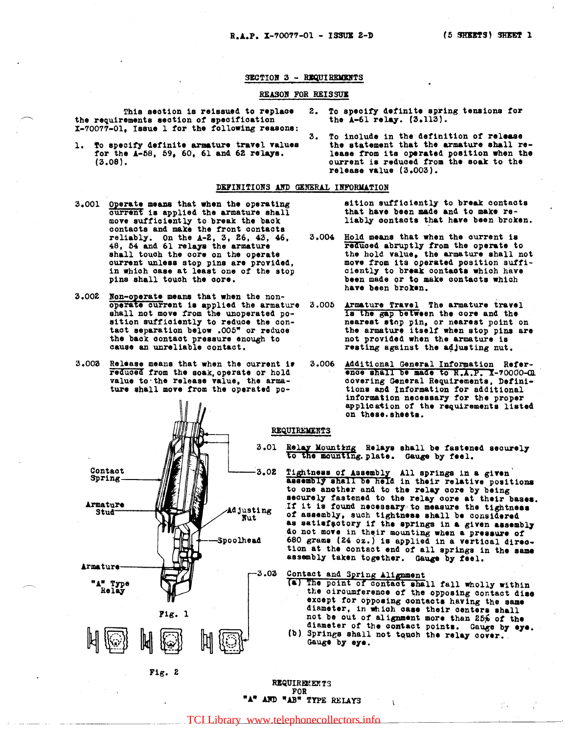## SECTION 3 - REQUIREMENTS

### REASON FOR REISSUE

This section is reissued to replace the requirements section of specification X-70077-01, Issue 1 for the following reasons:

1. To specify definite armature travel values for the A-58, 59, 60, 61 and 62 relays. (3.08).
2. To specify definite spring tensions for the A-61 relay. (3.113).
3. To include in the definition of release the statement that the armature shall release from its operated position when the current is reduced from the soak to the release value (3.003).

### DEFINITIONS AND GENERAL INFORMATION

3.001 Operate means that when the operating current is applied the armature shall move sufficiently to break the back contacts and make the front contacts reliably. On the A-2, 3, 26, 43, 46, 48, 54 and 61 relays the armature shall touch the core on the operate current unless stop pins are provided, in which case at least one of the stop pins shall touch the core.

3.002 Non-operate means that when the non-operate current is applied the armature shall not move from the unoperated position sufficiently to reduce the contact separation below .005" or reduce the back contact pressure enough to cause an unreliable contact.

3.003 Release means that when the current is reduced from the soak, operate or hold value to the release value, the armature shall move from the operated position sufficiently to break contacts that have been made and to make reliably contacts that have been broken.

3.004 Hold means that when the current is reduced abruptly from the operate to the hold value, the armature shall not move from its operated position sufficiently to break contacts which have been made or to make contacts which have been broken.

3.005 Armature Travel The armature travel is the gap between the core and the nearest stop pin, or nearest point on the armature itself when stop pins are not provided when the armature is resting against the adjusting nut.

3.006 Additional General Information Reference shall be made to R.A.P. X-70000-01 covering General Requirements, Definitions and Information for additional information necessary for the proper application of the requirements listed on these sheets.

Contact Spring

Armature Stud

Adjusting Nut

Spoolhead

Armature

"A" Type Relay

Fig. 1

Fig. 2

### REQUIREMENTS

3.01 Relay Mounting Relays shall be fastened securely to the mounting plate. Gauge by feel.

3.02 Tightness of Assembly All springs in a given assembly shall be held in their relative positions to one another and to the relay core by being securely fastened to the relay core at their bases. If it is found necessary to measure the tightness of assembly, such tightness shall be considered as satisfactory if the springs in a given assembly do not move in their mounting when a pressure of 680 grams (24 oz.) is applied in a vertical direction at the contact end of all springs in the same assembly taken together. Gauge by feel.

3.03 Contact and Spring Alignment

(a) The point of contact shall fall wholly within the circumference of the opposing contact disc except for opposing contacts having the same diameter, in which case their centers shall not be out of alignment more than 25% of the diameter of the contact points. Gauge by eye.

(b) Springs shall not touch the relay cover. Gauge by eye.

REQUIREMENTS FOR "A" AND "AB" TYPE RELAYS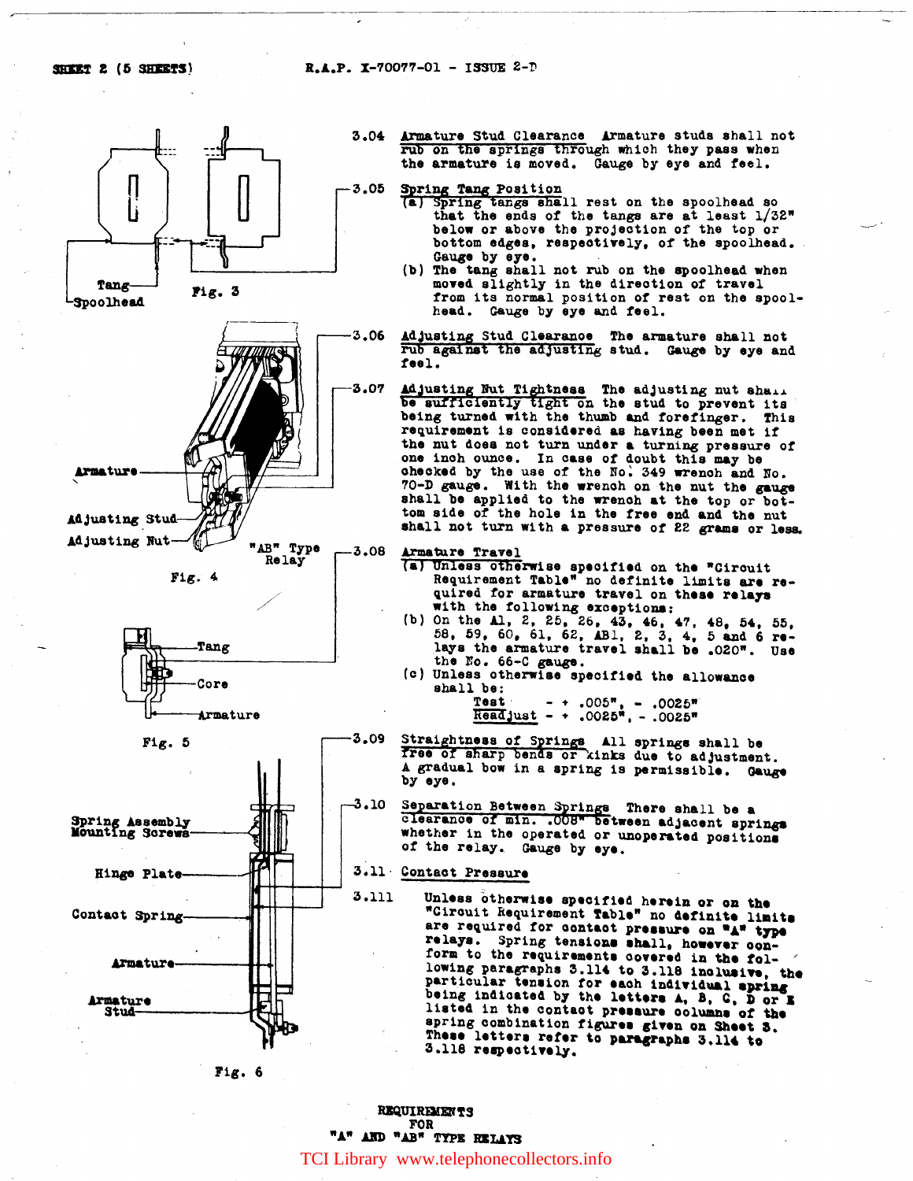3.04 Armature Stud Clearance Armature studs shall not rub on the springs through which they pass when the armature is moved. Gauge by eye and feel.

3.05 Spring Tang Position

(a) Spring tangs shall rest on the spoolhead so that the ends of the tangs are at least 1/32" below or above the projection of the top or bottom edges, respectively, of the spoolhead. Gauge by eye.

(b) The tang shall not rub on the spoolhead when moved slightly in the direction of travel from its normal position of rest on the spoolhead. Gauge by eye and feel.

Tang

Spoolhead

Fig. 3

3.06 Adjusting Stud Clearance The armature shall not rub against the adjusting stud. Gauge by eye and feel.

3.07 Adjusting Nut Tightness The adjusting nut shall be sufficiently tight on the stud to prevent its being turned with the thumb and forefinger. This requirement is considered as having been met if the nut does not turn under a turning pressure of one inch ounce. In case of doubt this may be checked by the use of the No. 349 wrench and No. 70-D gauge. With the wrench on the nut the gauge shall be applied to the wrench at the top or bottom side of the hole in the free end and the nut shall not turn with a pressure of 22 grams or less.

Armature

Adjusting Stud

Adjusting Nut

"AB" Type Relay

Fig. 4

3.08 Armature Travel

(a) Unless otherwise specified on the "Circuit Requirement Table" no definite limits are required for armature travel on these relays with the following exceptions:

(b) On the A1, 2, 25, 26, 43, 46, 47, 48, 54, 55, 58, 59, 60, 61, 62, AB1, 2, 3, 4, 5 and 6 relays the armature travel shall be .020". Use the No. 66-C gauge.

(c) Unless otherwise specified the allowance shall be:

Test - + .005", - .0025"
Readjust - + .0025", - .0025"

Tang

Core

Armature

Fig. 5

3.09 Straightness of Springs All springs shall be free of sharp bends or kinks due to adjustment. A gradual bow in a spring is permissible. Gauge by eye.

3.10 Separation Between Springs There shall be a clearance of min. .008" between adjacent springs whether in the operated or unoperated positions of the relay. Gauge by eye.

3.11 Contact Pressure

3.111 Unless otherwise specified herein or on the "Circuit Requirement Table" no definite limits are required for contact pressure on "A" type relays. Spring tensions shall, however conform to the requirements covered in the following paragraphs 3.114 to 3.118 inclusive, the particular tension for each individual spring being indicated by the letters A, B, C, D or E listed in the contact pressure columns of the spring combination figures given on Sheet 3. These letters refer to paragraphs 3.114 to 3.118 respectively.

Spring Assembly Mounting Screws

Hinge Plate

Contact Spring

Armature

Armature Stud

Fig. 6

REQUIREMENTS
FOR
"A" AND "AB" TYPE RELAYS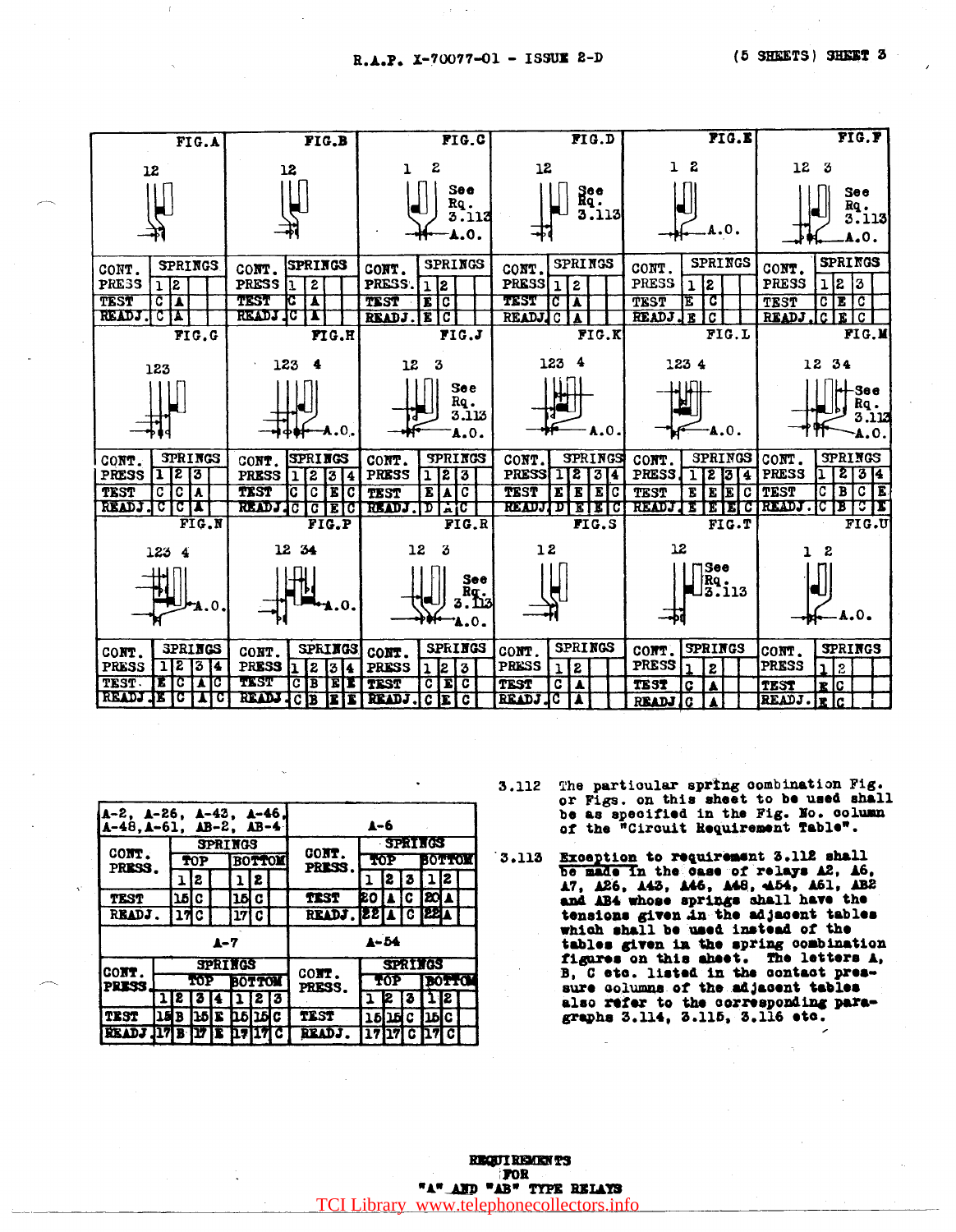R.A.P. X-70077-01 - ISSUE 2-D (5 SHEETS) SHEET 3

**FIG. A**

12

| CONT. | SPRINGS | | | |
|---|---|---|---|---|
| PRESS | 1 | 2 | | |
| TEST | C | A | | |
| READJ. | C | A | | |

**FIG. B**

12

| CONT. | SPRINGS | | | |
|---|---|---|---|---|
| PRESS | 1 | 2 | | |
| TEST | C | A | | |
| READJ. | C | A | | |

**FIG. C**

1 2 — See Rq. 3.113 — A.O.

| CONT. | SPRINGS | | | |
|---|---|---|---|---|
| PRESS. | 1 | 2 | | |
| TEST | E | C | | |
| READJ. | E | C | | |

**FIG. D**

12 — See Rq. 3.113

| CONT. | SPRINGS | | | |
|---|---|---|---|---|
| PRESS | 1 | 2 | | |
| TEST | C | A | | |
| READJ. | C | A | | |

**FIG. E**

1 2 — A.O.

| CONT. | SPRINGS | | | |
|---|---|---|---|---|
| PRESS | 1 | 2 | | |
| TEST | E | C | | |
| READJ. | E | C | | |

**FIG. F**

12 3 — See Rq. 3.113 — A.O.

| CONT. | SPRINGS | | | |
|---|---|---|---|---|
| PRESS | 1 | 2 | 3 | |
| TEST | C | E | C | |
| READJ. | C | E | C | |

**FIG. G**

123

| CONT. | SPRINGS | | | |
|---|---|---|---|---|
| PRESS | 1 | 2 | 3 | |
| TEST | C | C | A | |
| READJ. | C | C | A | |

**FIG. H**

123 4 — A.O.

| CONT. | SPRINGS | | | |
|---|---|---|---|---|
| PRESS | 1 | 2 | 3 | 4 |
| TEST | C | C | E | C |
| READJ. | C | C | E | C |

**FIG. J**

12 3 — See Rq. 3.113 — A.O.

| CONT. | SPRINGS | | | |
|---|---|---|---|---|
| PRESS | 1 | 2 | 3 | |
| TEST | E | A | C | |
| READJ. | D | A | C | |

**FIG. K**

123 4 — A.O.

| CONT. | SPRINGS | | | |
|---|---|---|---|---|
| PRESS | 1 | 2 | 3 | 4 |
| TEST | E | E | E | C |
| READJ. | D | E | E | C |

**FIG. L**

123 4 — A.O.

| CONT. | SPRINGS | | | |
|---|---|---|---|---|
| PRESS | 1 | 2 | 3 | 4 |
| TEST | E | E | E | C |
| READJ. | E | E | E | C |

**FIG. M**

12 34 — See Rq. 3.113 — A.O.

| CONT. | SPRINGS | | | |
|---|---|---|---|---|
| PRESS | 1 | 2 | 3 | 4 |
| TEST | C | B | C | E |
| READJ. | C | B | C | E |

**FIG. N**

123 4 — A.O.

| CONT. | SPRINGS | | | |
|---|---|---|---|---|
| PRESS | 1 | 2 | 3 | 4 |
| TEST | E | C | A | C |
| READJ. | E | C | A | C |

**FIG. P**

12 34 — A.O.

| CONT. | SPRINGS | | | |
|---|---|---|---|---|
| PRESS | 1 | 2 | 3 | 4 |
| TEST | C | B | E | E |
| READJ. | C | B | E | E |

**FIG. R**

12 3 — See Rq. 3.113 — A.O.

| CONT. | SPRINGS | | | |
|---|---|---|---|---|
| PRESS | 1 | 2 | 3 | |
| TEST | C | E | C | |
| READJ. | C | E | C | |

**FIG. S**

12

| CONT. | SPRINGS | | | |
|---|---|---|---|---|
| PRESS | 1 | 2 | | |
| TEST | C | A | | |
| READJ. | C | A | | |

**FIG. T**

12 — See Rq. 3.113

| CONT. | SPRINGS | | | |
|---|---|---|---|---|
| PRESS | 1 | 2 | | |
| TEST | C | A | | |
| READJ | C | A | | |

**FIG. U**

1 2 — A.O.

| CONT. | SPRINGS | | | |
|---|---|---|---|---|
| PRESS | 1 | 2 | | |
| TEST | E | C | | |
| READJ. | E | C | | |

**A-2, A-26, A-43, A-46, A-48, A-61, AB-2, AB-4**

| CONT. PRESS. | SPRINGS TOP | | BOTTOM | |
|---|---|---|---|---|
| | 1 | 2 | 1 | 2 |
| TEST | 15 | C | 15 | C |
| READJ. | 17 | C | 17 | C |

**A-6**

| CONT. PRESS. | SPRINGS TOP | | | BOTTOM | |
|---|---|---|---|---|---|
| | 1 | 2 | 3 | 1 | 2 |
| TEST | 20 | A | C | 20 | A |
| READJ. | 22 | A | C | 22 | A |

**A-7**

| CONT. PRESS. | SPRINGS TOP | | | | BOTTOM | | |
|---|---|---|---|---|---|---|---|
| | 1 | 2 | 3 | 4 | 1 | 2 | 3 |
| TEST | 15 | B | 15 | E | 15 | 15 | C |
| READJ. | 17 | B | 17 | E | 17 | 17 | C |

**A-54**

| CONT. PRESS. | SPRINGS TOP | | | BOTTOM | |
|---|---|---|---|---|---|
| | 1 | 2 | 3 | 1 | 2 |
| TEST | 15 | 15 | C | 15 | C |
| READJ. | 17 | 17 | C | 17 | C |

3.112 The particular spring combination Fig. or Figs. on this sheet to be used shall be as specified in the Fig. No. column of the "Circuit Requirement Table".

3.113 Exception to requirement 3.112 shall be made in the case of relays A2, A6, A7, A26, A43, A46, A48, A54, A61, AB2 and AB4 whose springs shall have the tensions given in the adjacent tables which shall be used instead of the tables given in the spring combination figures on this sheet. The letters A, B, C etc. listed in the contact pressure columns of the adjacent tables also refer to the corresponding paragraphs 3.114, 3.115, 3.116 etc.

REQUIREMENTS FOR "A" AND "AB" TYPE RELAYS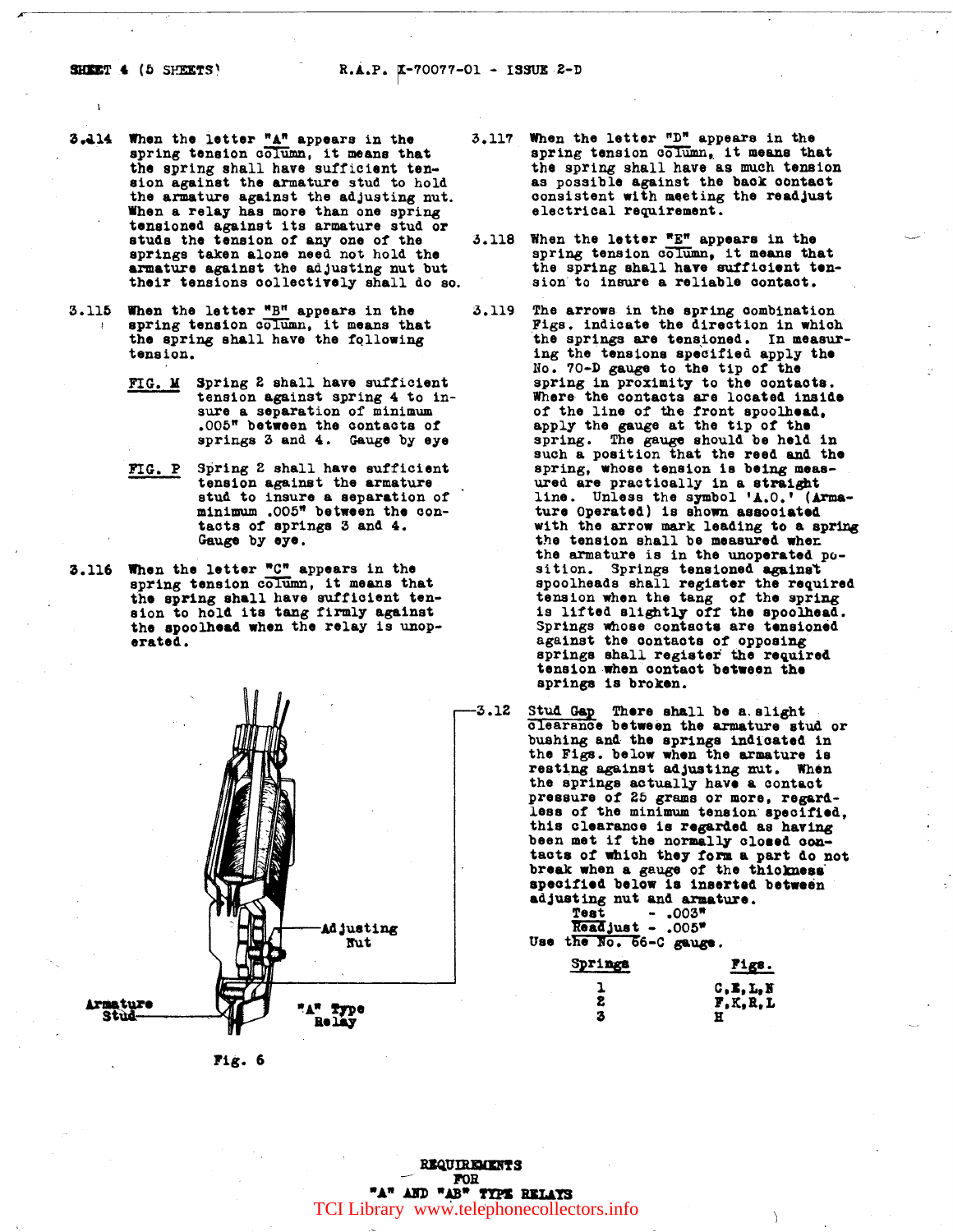3.114 When the letter "A" appears in the spring tension column, it means that the spring shall have sufficient tension against the armature stud to hold the armature against the adjusting nut. When a relay has more than one spring tensioned against its armature stud or studs the tension of any one of the springs taken alone need not hold the armature against the adjusting nut but their tensions collectively shall do so.

3.115 When the letter "B" appears in the spring tension column, it means that the spring shall have the following tension.

FIG. M Spring 2 shall have sufficient tension against spring 4 to insure a separation of minimum .005" between the contacts of springs 3 and 4. Gauge by eye

FIG. P Spring 2 shall have sufficient tension against the armature stud to insure a separation of minimum .005" between the contacts of springs 3 and 4. Gauge by eye.

3.116 When the letter "C" appears in the spring tension column, it means that the spring shall have sufficient tension to hold its tang firmly against the spoolhead when the relay is unoperated.

Adjusting Nut

Armature Stud

"A" Type Relay

Fig. 6

3.117 When the letter "D" appears in the spring tension column, it means that the spring shall have as much tension as possible against the back contact consistent with meeting the readjust electrical requirement.

3.118 When the letter "E" appears in the spring tension column, it means that the spring shall have sufficient tension to insure a reliable contact.

3.119 The arrows in the spring combination Figs. indicate the direction in which the springs are tensioned. In measuring the tensions specified apply the No. 70-D gauge to the tip of the spring in proximity to the contacts. Where the contacts are located inside of the line of the front spoolhead, apply the gauge at the tip of the spring. The gauge should be held in such a position that the reed and the spring, whose tension is being measured are practically in a straight line. Unless the symbol 'A.O.' (Armature Operated) is shown associated with the arrow mark leading to a spring the tension shall be measured when the armature is in the unoperated position. Springs tensioned against spoolheads shall register the required tension when the tang of the spring is lifted slightly off the spoolhead. Springs whose contacts are tensioned against the contacts of opposing springs shall register the required tension when contact between the springs is broken.

3.12 Stud Gap There shall be a slight clearance between the armature stud or bushing and the springs indicated in the Figs. below when the armature is resting against adjusting nut. When the springs actually have a contact pressure of 25 grams or more, regardless of the minimum tension specified, this clearance is regarded as having been met if the normally closed contacts of which they form a part do not break when a gauge of the thickness specified below is inserted between adjusting nut and armature.

Test - .003"
Readjust - .005"

Use the No. 66-C gauge.

| Springs | Figs. |
|---|---|
| 1 | C,E,L,N |
| 2 | F,K,R,L |
| 3 | H |

REQUIREMENTS FOR "A" AND "AB" TYPE RELAYS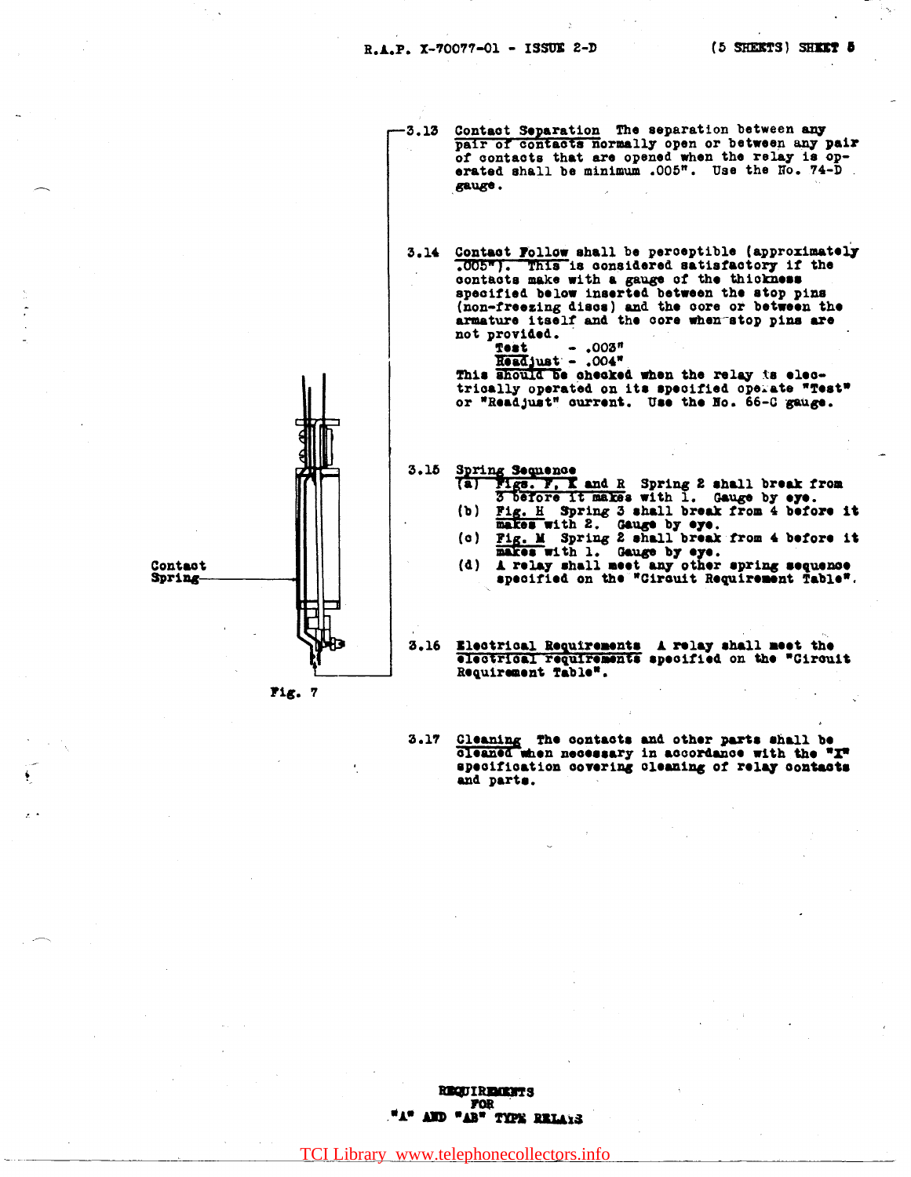3.13 Contact Separation The separation between any pair of contacts normally open or between any pair of contacts that are opened when the relay is operated shall be minimum .005". Use the No. 74-D gauge.

3.14 Contact Follow shall be perceptible (approximately .005"). This is considered satisfactory if the contacts make with a gauge of the thickness specified below inserted between the stop pins (non-freezing discs) and the core or between the armature itself and the core when stop pins are not provided.

Test - .003"
Readjust - .004"

This should be checked when the relay is electrically operated on its specified operate "Test" or "Readjust" current. Use the No. 66-C gauge.

3.15 Spring Sequence

(a) Figs. F, K and R Spring 2 shall break from 3 before it makes with 1. Gauge by eye.

(b) Fig. H Spring 3 shall break from 4 before it makes with 2. Gauge by eye.

(c) Fig. M Spring 2 shall break from 4 before it makes with 1. Gauge by eye.

(d) A relay shall meet any other spring sequence specified on the "Circuit Requirement Table".

3.16 Electrical Requirements A relay shall meet the electrical requirements specified on the "Circuit Requirement Table".

Contact Spring

Fig. 7

3.17 Cleaning The contacts and other parts shall be cleaned when necessary in accordance with the "X" specification covering cleaning of relay contacts and parts.

REQUIREMENTS FOR "A" AND "AB" TYPE RELAYS